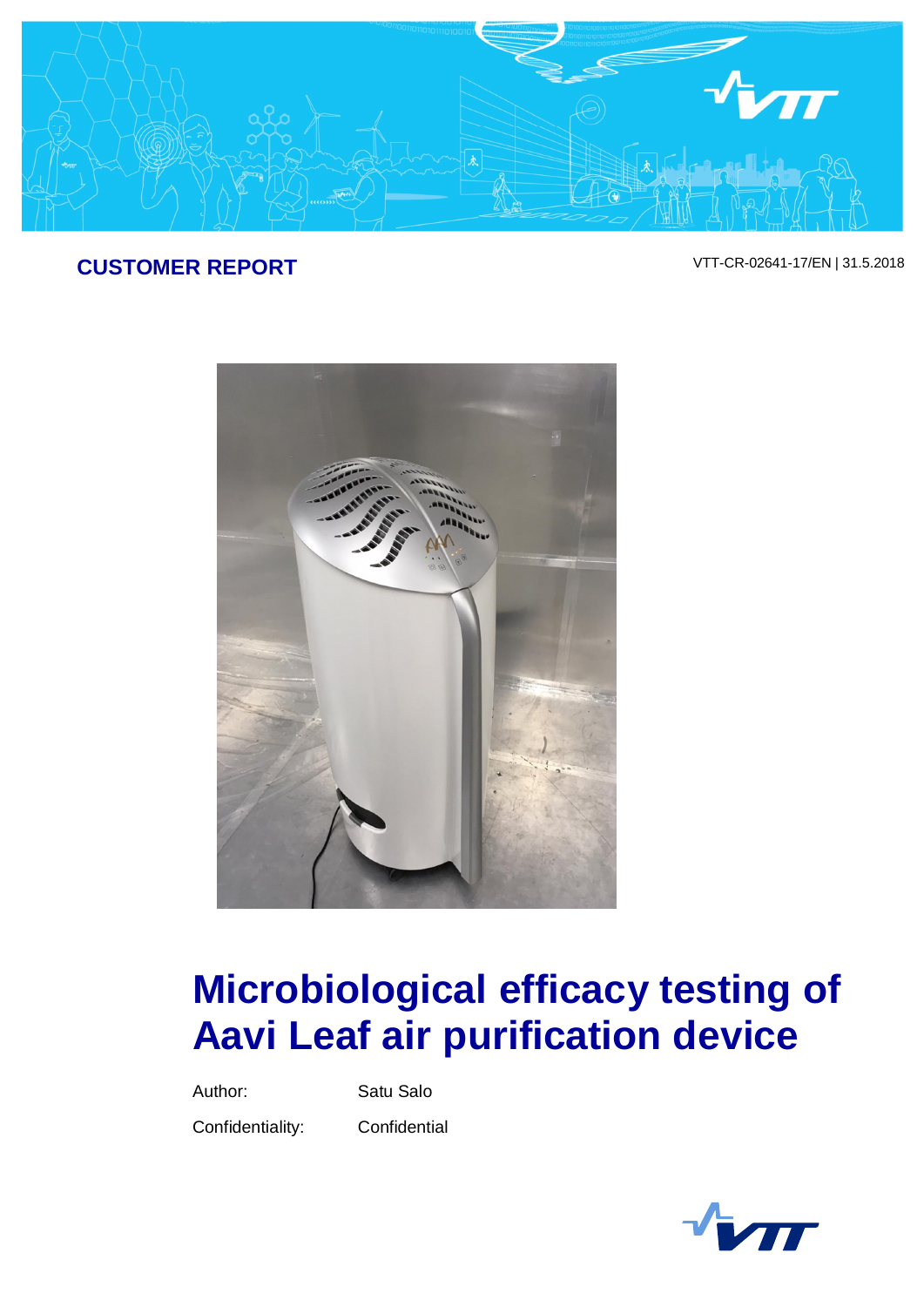**CUSTOMER REPORT**

VTT-CR-02641-17/EN | 31.5.2018

# Microbiological efficacy testing of Aavi Leaf air purification device

Author: Satu Salo

Confidentiality: Confidential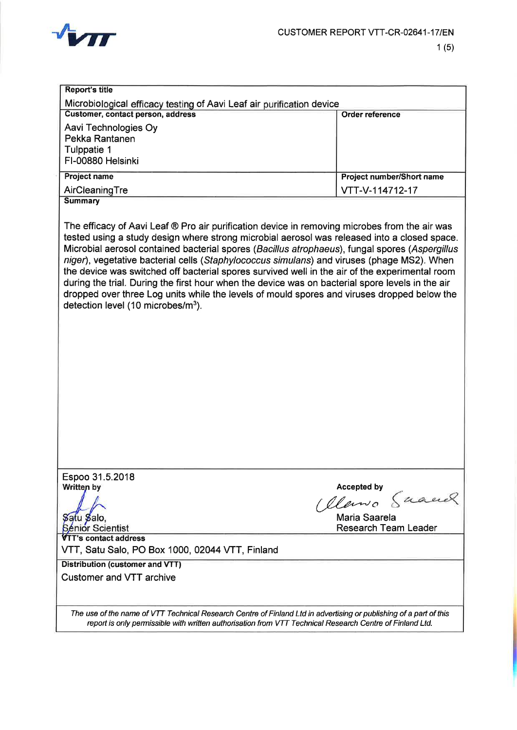CUSTOMER REPORT VTT-CR-02641-17/EN

**Report's title**

Microbiological efficacy testing of Aavi Leaf air purification device

| **Customer, contact person, address** | **Order reference** |
|---|---|
| Aavi Technologies Oy<br>Pekka Rantanen<br>Tulppatie 1<br>FI-00880 Helsinki | |
| **Project name** | **Project number/Short name** |
| AirCleaningTre | VTT-V-114712-17 |

**Summary**

The efficacy of Aavi Leaf ® Pro air purification device in removing microbes from the air was tested using a study design where strong microbial aerosol was released into a closed space. Microbial aerosol contained bacterial spores (*Bacillus atrophaeus*), fungal spores (*Aspergillus niger*), vegetative bacterial cells (*Staphylococcus simulans*) and viruses (phage MS2). When the device was switched off bacterial spores survived well in the air of the experimental room during the trial. During the first hour when the device was on bacterial spore levels in the air dropped over three Log units while the levels of mould spores and viruses dropped below the detection level (10 microbes/m$^3$).

Espoo 31.5.2018

| **Written by** | **Accepted by** |
|---|---|
| Satu Salo,<br>Senior Scientist | Maria Saarela<br>Research Team Leader |

**VTT's contact address**

VTT, Satu Salo, PO Box 1000, 02044 VTT, Finland

**Distribution (customer and VTT)**

Customer and VTT archive

*The use of the name of VTT Technical Research Centre of Finland Ltd in advertising or publishing of a part of this report is only permissible with written authorisation from VTT Technical Research Centre of Finland Ltd.*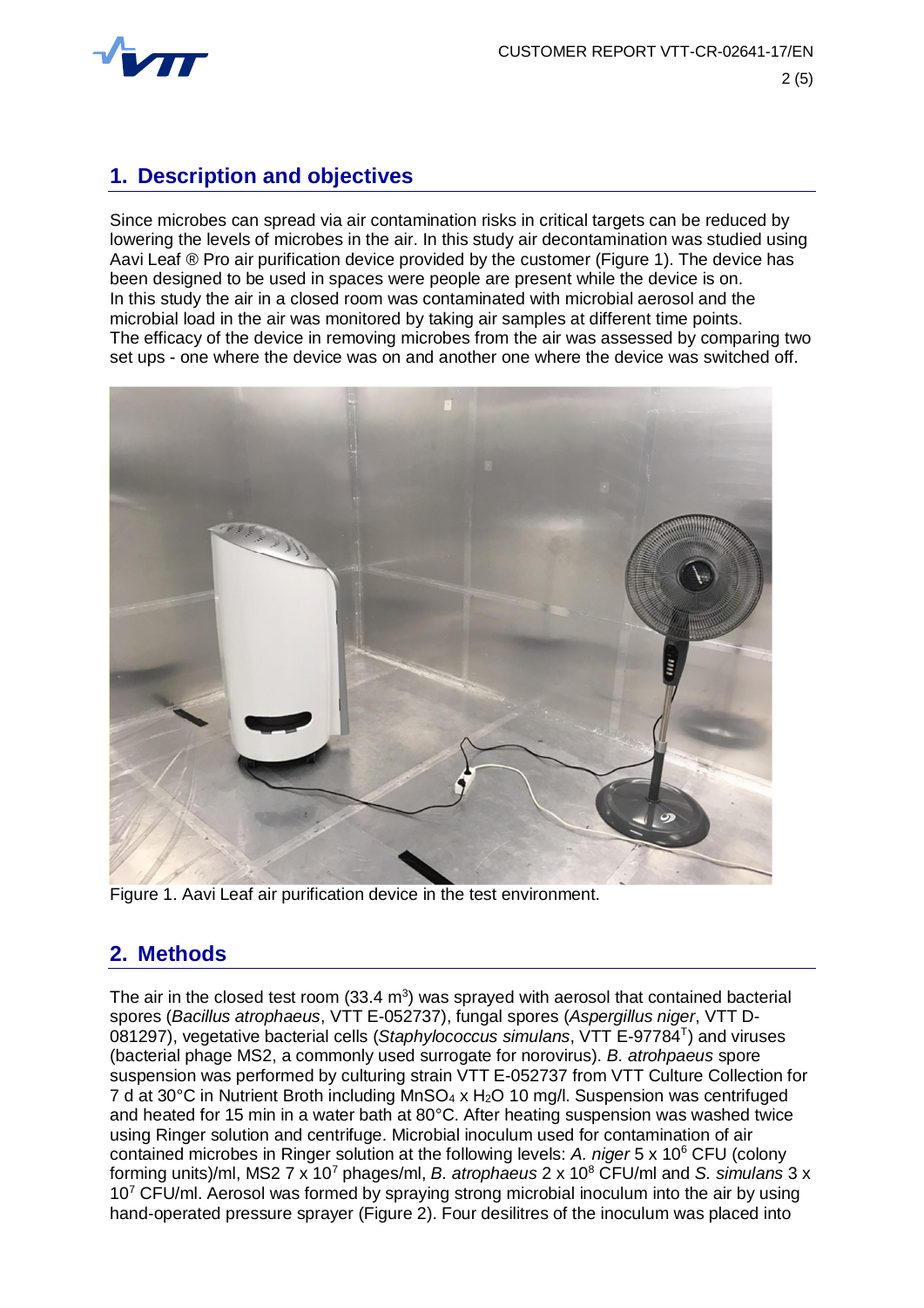## 1. Description and objectives

Since microbes can spread via air contamination risks in critical targets can be reduced by lowering the levels of microbes in the air. In this study air decontamination was studied using Aavi Leaf ® Pro air purification device provided by the customer (Figure 1). The device has been designed to be used in spaces were people are present while the device is on. In this study the air in a closed room was contaminated with microbial aerosol and the microbial load in the air was monitored by taking air samples at different time points. The efficacy of the device in removing microbes from the air was assessed by comparing two set ups - one where the device was on and another one where the device was switched off.

Figure 1. Aavi Leaf air purification device in the test environment.

## 2. Methods

The air in the closed test room (33.4 $m^3$) was sprayed with aerosol that contained bacterial spores (*Bacillus atrophaeus*, VTT E-052737), fungal spores (*Aspergillus niger*, VTT D-081297), vegetative bacterial cells (*Staphylococcus simulans*, VTT E-97784$^T$) and viruses (bacterial phage MS2, a commonly used surrogate for norovirus). *B. atrohpaeus* spore suspension was performed by culturing strain VTT E-052737 from VTT Culture Collection for 7 d at 30°C in Nutrient Broth including $MnSO_4$ x $H_2O$ 10 mg/l. Suspension was centrifuged and heated for 15 min in a water bath at 80°C. After heating suspension was washed twice using Ringer solution and centrifuge. Microbial inoculum used for contamination of air contained microbes in Ringer solution at the following levels: *A. niger* 5 x $10^6$ CFU (colony forming units)/ml, MS2 7 x $10^7$ phages/ml, *B. atrophaeus* 2 x $10^8$ CFU/ml and *S. simulans* 3 x $10^7$ CFU/ml. Aerosol was formed by spraying strong microbial inoculum into the air by using hand-operated pressure sprayer (Figure 2). Four desilitres of the inoculum was placed into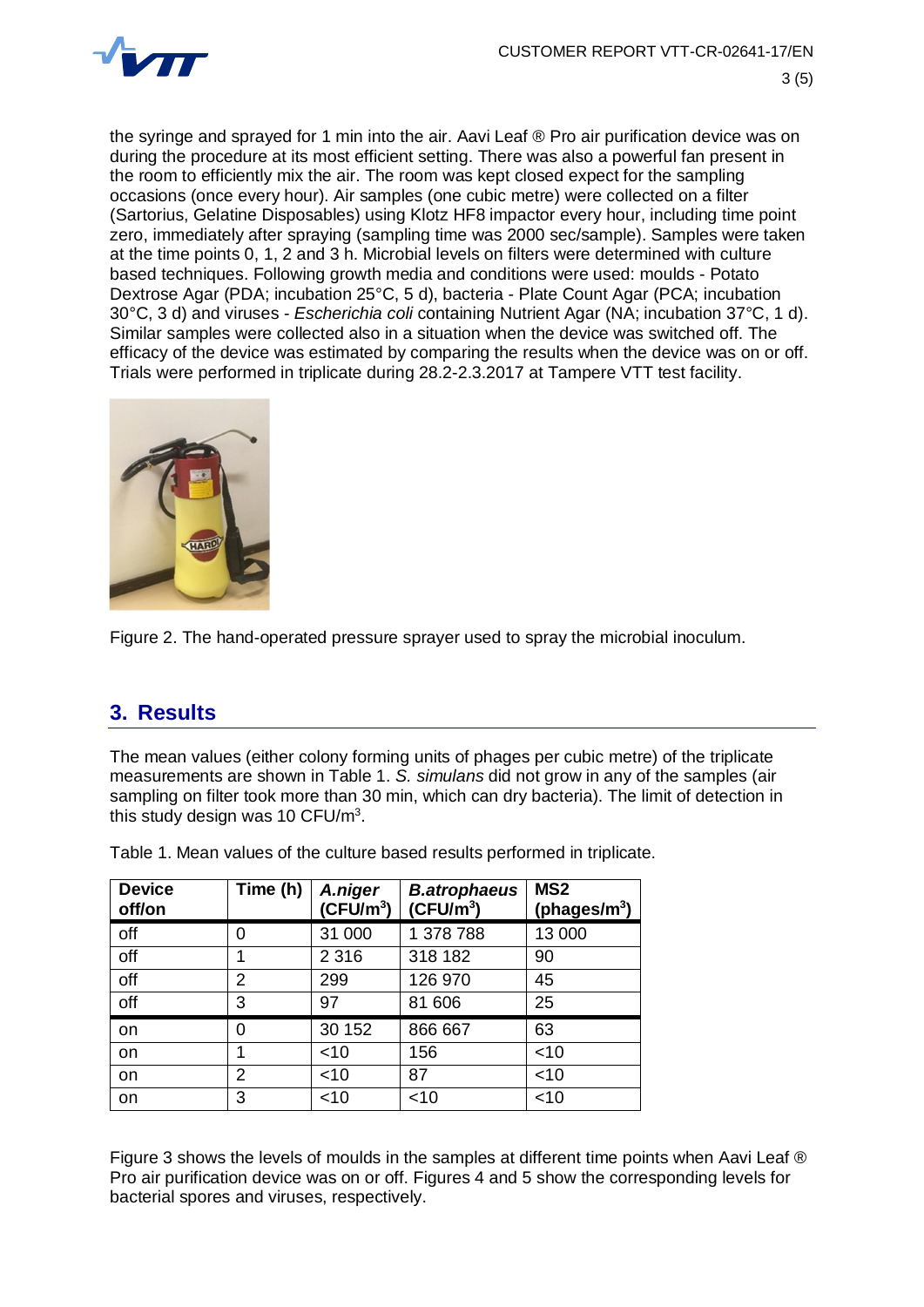the syringe and sprayed for 1 min into the air. Aavi Leaf ® Pro air purification device was on during the procedure at its most efficient setting. There was also a powerful fan present in the room to efficiently mix the air. The room was kept closed expect for the sampling occasions (once every hour). Air samples (one cubic metre) were collected on a filter (Sartorius, Gelatine Disposables) using Klotz HF8 impactor every hour, including time point zero, immediately after spraying (sampling time was 2000 sec/sample). Samples were taken at the time points 0, 1, 2 and 3 h. Microbial levels on filters were determined with culture based techniques. Following growth media and conditions were used: moulds - Potato Dextrose Agar (PDA; incubation 25°C, 5 d), bacteria - Plate Count Agar (PCA; incubation 30°C, 3 d) and viruses - *Escherichia coli* containing Nutrient Agar (NA; incubation 37°C, 1 d). Similar samples were collected also in a situation when the device was switched off. The efficacy of the device was estimated by comparing the results when the device was on or off. Trials were performed in triplicate during 28.2-2.3.2017 at Tampere VTT test facility.

Figure 2. The hand-operated pressure sprayer used to spray the microbial inoculum.

## 3. Results

The mean values (either colony forming units of phages per cubic metre) of the triplicate measurements are shown in Table 1. *S. simulans* did not grow in any of the samples (air sampling on filter took more than 30 min, which can dry bacteria). The limit of detection in this study design was 10 CFU/m$^3$.

Table 1. Mean values of the culture based results performed in triplicate.

| Device off/on | Time (h) | *A.niger* (CFU/m$^3$) | *B.atrophaeus* (CFU/m$^3$) | MS2 (phages/m$^3$) |
|---|---|---|---|---|
| off | 0 | 31 000 | 1 378 788 | 13 000 |
| off | 1 | 2 316 | 318 182 | 90 |
| off | 2 | 299 | 126 970 | 45 |
| off | 3 | 97 | 81 606 | 25 |
| on | 0 | 30 152 | 866 667 | 63 |
| on | 1 | <10 | 156 | <10 |
| on | 2 | <10 | 87 | <10 |
| on | 3 | <10 | <10 | <10 |

Figure 3 shows the levels of moulds in the samples at different time points when Aavi Leaf ® Pro air purification device was on or off. Figures 4 and 5 show the corresponding levels for bacterial spores and viruses, respectively.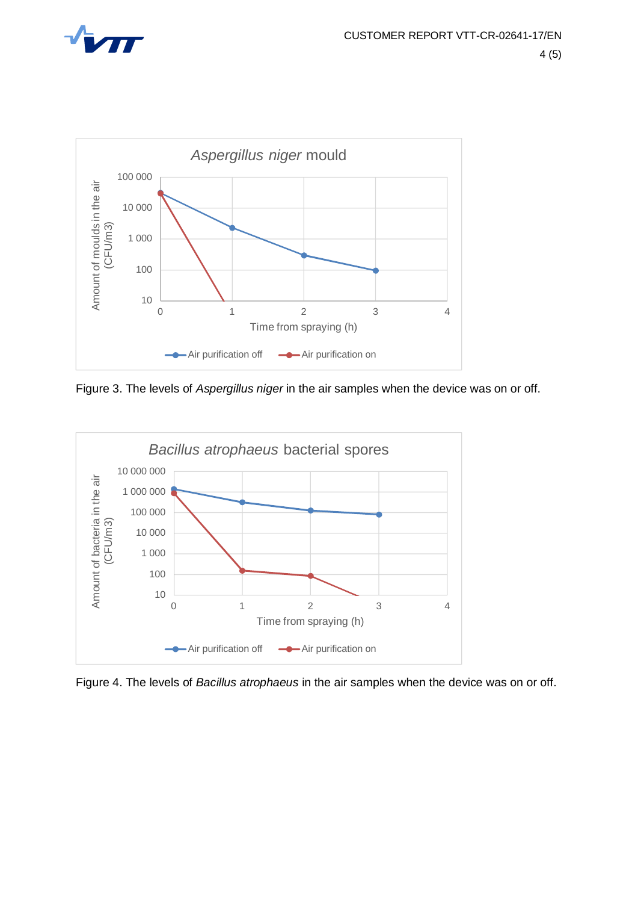Figure 3. The levels of *Aspergillus niger* in the air samples when the device was on or off.

Figure 4. The levels of *Bacillus atrophaeus* in the air samples when the device was on or off.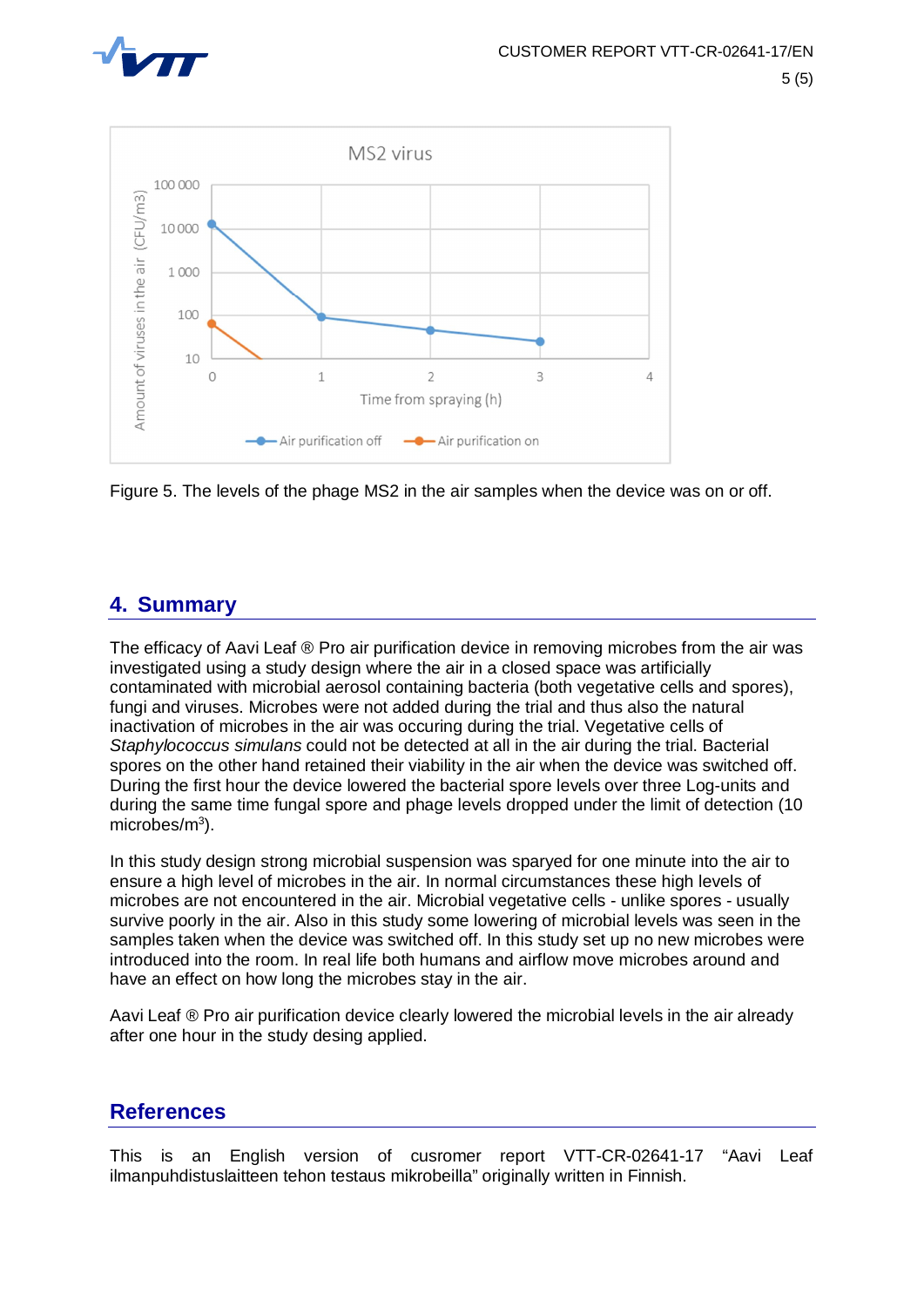MS2 virus

Amount of viruses in the air (CFU/m3)

100 000
10 000
1 000
100
10

0
1
2
3
4

Time from spraying (h)

Air purification off
Air purification on

Figure 5. The levels of the phage MS2 in the air samples when the device was on or off.

## 4. Summary

The efficacy of Aavi Leaf ® Pro air purification device in removing microbes from the air was investigated using a study design where the air in a closed space was artificially contaminated with microbial aerosol containing bacteria (both vegetative cells and spores), fungi and viruses. Microbes were not added during the trial and thus also the natural inactivation of microbes in the air was occuring during the trial. Vegetative cells of *Staphylococcus simulans* could not be detected at all in the air during the trial. Bacterial spores on the other hand retained their viability in the air when the device was switched off. During the first hour the device lowered the bacterial spore levels over three Log-units and during the same time fungal spore and phage levels dropped under the limit of detection (10 microbes/m$^3$).

In this study design strong microbial suspension was sparyed for one minute into the air to ensure a high level of microbes in the air. In normal circumstances these high levels of microbes are not encountered in the air. Microbial vegetative cells - unlike spores - usually survive poorly in the air. Also in this study some lowering of microbial levels was seen in the samples taken when the device was switched off. In this study set up no new microbes were introduced into the room. In real life both humans and airflow move microbes around and have an effect on how long the microbes stay in the air.

Aavi Leaf ® Pro air purification device clearly lowered the microbial levels in the air already after one hour in the study desing applied.

## References

This is an English version of cusromer report VTT-CR-02641-17 "Aavi Leaf ilmanpuhdistuslaitteen tehon testaus mikrobeilla" originally written in Finnish.